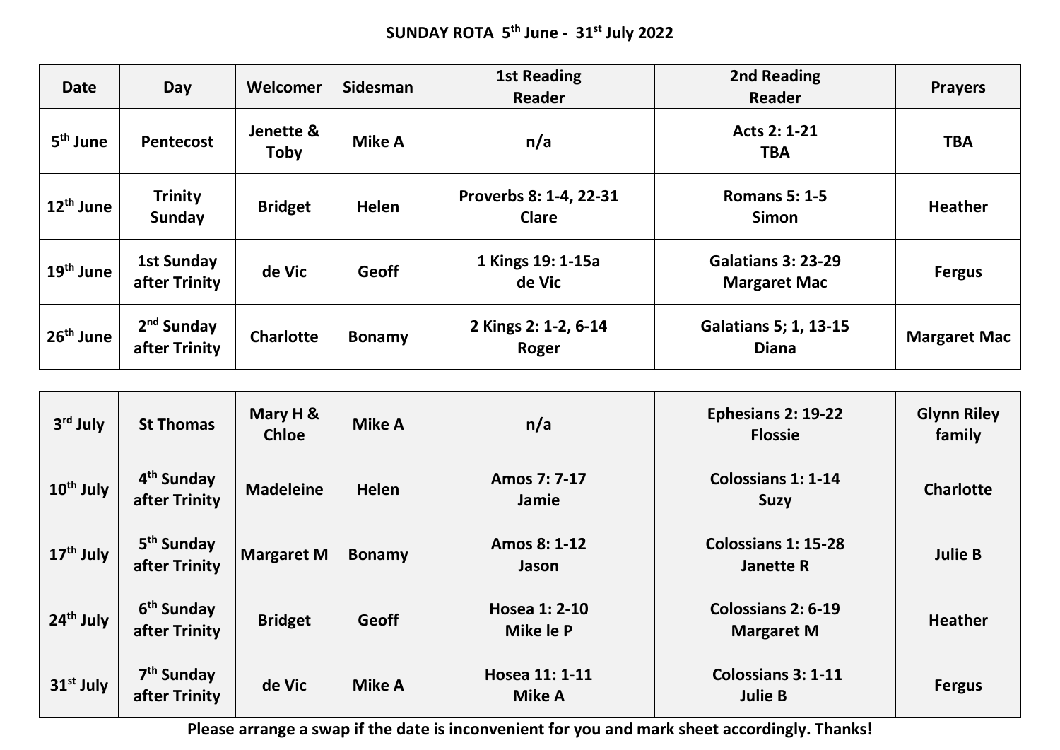# SUNDAY ROTA 5th June - 31st July 2022

| Date | Day | Welcomer | Sidesman | 1st Reading Reader | 2nd Reading Reader | Prayers |
|---|---|---|---|---|---|---|
| 5th June | Pentecost | Jenette & Toby | Mike A | n/a | Acts 2: 1-21 TBA | TBA |
| 12th June | Trinity Sunday | Bridget | Helen | Proverbs 8: 1-4, 22-31 Clare | Romans 5: 1-5 Simon | Heather |
| 19th June | 1st Sunday after Trinity | de Vic | Geoff | 1 Kings 19: 1-15a de Vic | Galatians 3: 23-29 Margaret Mac | Fergus |
| 26th June | 2nd Sunday after Trinity | Charlotte | Bonamy | 2 Kings 2: 1-2, 6-14 Roger | Galatians 5; 1, 13-15 Diana | Margaret Mac |
| 3rd July | St Thomas | Mary H & Chloe | Mike A | n/a | Ephesians 2: 19-22 Flossie | Glynn Riley family |
| 10th July | 4th Sunday after Trinity | Madeleine | Helen | Amos 7: 7-17 Jamie | Colossians 1: 1-14 Suzy | Charlotte |
| 17th July | 5th Sunday after Trinity | Margaret M | Bonamy | Amos 8: 1-12 Jason | Colossians 1: 15-28 Janette R | Julie B |
| 24th July | 6th Sunday after Trinity | Bridget | Geoff | Hosea 1: 2-10 Mike le P | Colossians 2: 6-19 Margaret M | Heather |
| 31st July | 7th Sunday after Trinity | de Vic | Mike A | Hosea 11: 1-11 Mike A | Colossians 3: 1-11 Julie B | Fergus |

**Please arrange a swap if the date is inconvenient for you and mark sheet accordingly. Thanks!**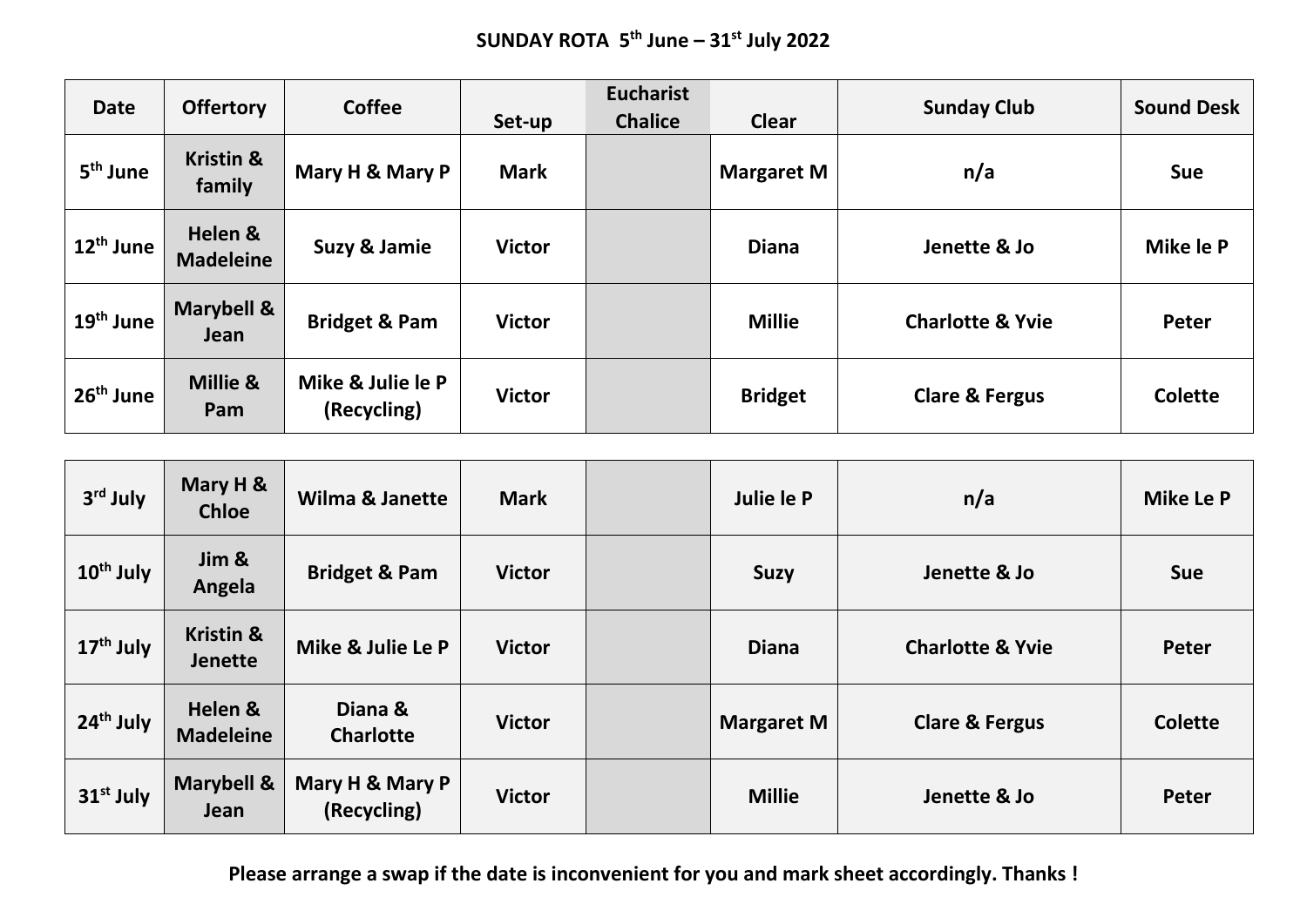**SUNDAY ROTA 5th June – 31st July 2022**

| Date | Offertory | Coffee | Set-up | Eucharist Chalice | Clear | Sunday Club | Sound Desk |
|---|---|---|---|---|---|---|---|
| 5th June | Kristin & family | Mary H & Mary P | Mark | | Margaret M | n/a | Sue |
| 12th June | Helen & Madeleine | Suzy & Jamie | Victor | | Diana | Jenette & Jo | Mike le P |
| 19th June | Marybell & Jean | Bridget & Pam | Victor | | Millie | Charlotte & Yvie | Peter |
| 26th June | Millie & Pam | Mike & Julie le P (Recycling) | Victor | | Bridget | Clare & Fergus | Colette |
| 3rd July | Mary H & Chloe | Wilma & Janette | Mark | | Julie le P | n/a | Mike Le P |
| 10th July | Jim & Angela | Bridget & Pam | Victor | | Suzy | Jenette & Jo | Sue |
| 17th July | Kristin & Jenette | Mike & Julie Le P | Victor | | Diana | Charlotte & Yvie | Peter |
| 24th July | Helen & Madeleine | Diana & Charlotte | Victor | | Margaret M | Clare & Fergus | Colette |
| 31st July | Marybell & Jean | Mary H & Mary P (Recycling) | Victor | | Millie | Jenette & Jo | Peter |

**Please arrange a swap if the date is inconvenient for you and mark sheet accordingly. Thanks !**